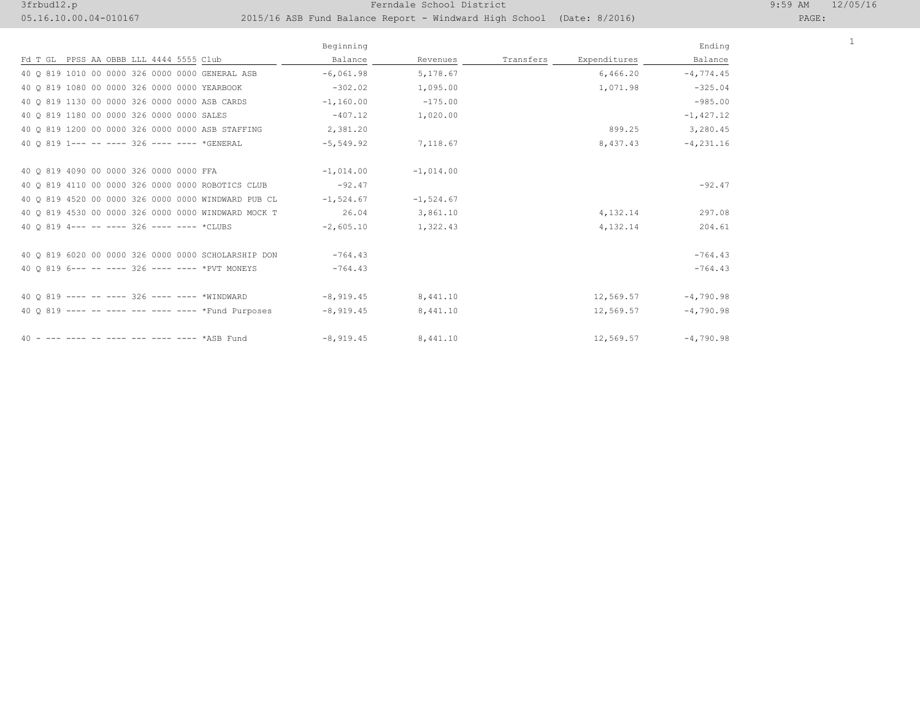Ferndale School District

2015/16 ASB Fund Balance Report - Windward High School (Date: 8/2016)

| Fd T GL PPSS AA OBBB LLL 4444 5555 Club | Beginning Balance | Revenues | Transfers | Expenditures | Ending Balance |
|---|---|---|---|---|---|
| 40 Q 819 1010 00 0000 326 0000 0000 GENERAL ASB | -6,061.98 | 5,178.67 | | 6,466.20 | -4,774.45 |
| 40 Q 819 1080 00 0000 326 0000 0000 YEARBOOK | -302.02 | 1,095.00 | | 1,071.98 | -325.04 |
| 40 Q 819 1130 00 0000 326 0000 0000 ASB CARDS | -1,160.00 | -175.00 | | | -985.00 |
| 40 Q 819 1180 00 0000 326 0000 0000 SALES | -407.12 | 1,020.00 | | | -1,427.12 |
| 40 Q 819 1200 00 0000 326 0000 0000 ASB STAFFING | 2,381.20 | | | 899.25 | 3,280.45 |
| 40 Q 819 1--- -- ---- 326 ---- ---- *GENERAL | -5,549.92 | 7,118.67 | | 8,437.43 | -4,231.16 |
| | | | | | |
| 40 Q 819 4090 00 0000 326 0000 0000 FFA | -1,014.00 | -1,014.00 | | | |
| 40 Q 819 4110 00 0000 326 0000 0000 ROBOTICS CLUB | -92.47 | | | | -92.47 |
| 40 Q 819 4520 00 0000 326 0000 0000 WINDWARD PUB CL | -1,524.67 | -1,524.67 | | | |
| 40 Q 819 4530 00 0000 326 0000 0000 WINDWARD MOCK T | 26.04 | 3,861.10 | | 4,132.14 | 297.08 |
| 40 Q 819 4--- -- ---- 326 ---- ---- *CLUBS | -2,605.10 | 1,322.43 | | 4,132.14 | 204.61 |
| | | | | | |
| 40 Q 819 6020 00 0000 326 0000 0000 SCHOLARSHIP DON | -764.43 | | | | -764.43 |
| 40 Q 819 6--- -- ---- 326 ---- ---- *PVT MONEYS | -764.43 | | | | -764.43 |
| | | | | | |
| 40 Q 819 ---- -- ---- 326 ---- ---- *WINDWARD | -8,919.45 | 8,441.10 | | 12,569.57 | -4,790.98 |
| 40 Q 819 ---- -- ---- --- ---- ---- *Fund Purposes | -8,919.45 | 8,441.10 | | 12,569.57 | -4,790.98 |
| | | | | | |
| 40 - --- ---- -- ---- --- ---- ---- *ASB Fund | -8,919.45 | 8,441.10 | | 12,569.57 | -4,790.98 |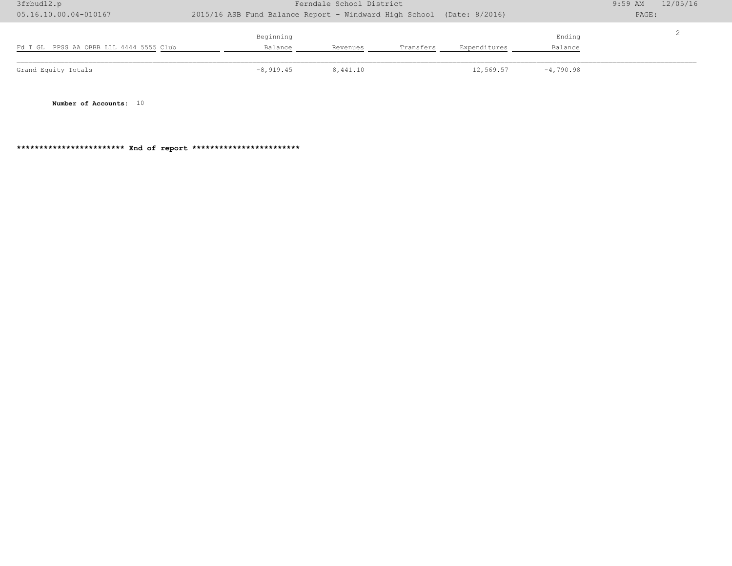| Fd T GL PPSS AA OBBB LLL 4444 5555 Club | Beginning Balance | Revenues | Transfers | Expenditures | Ending Balance |
|---|---|---|---|---|---|
| Grand Equity Totals | -8,919.45 | 8,441.10 | | 12,569.57 | -4,790.98 |

**Number of Accounts:** 10

************************ **End of report** ************************